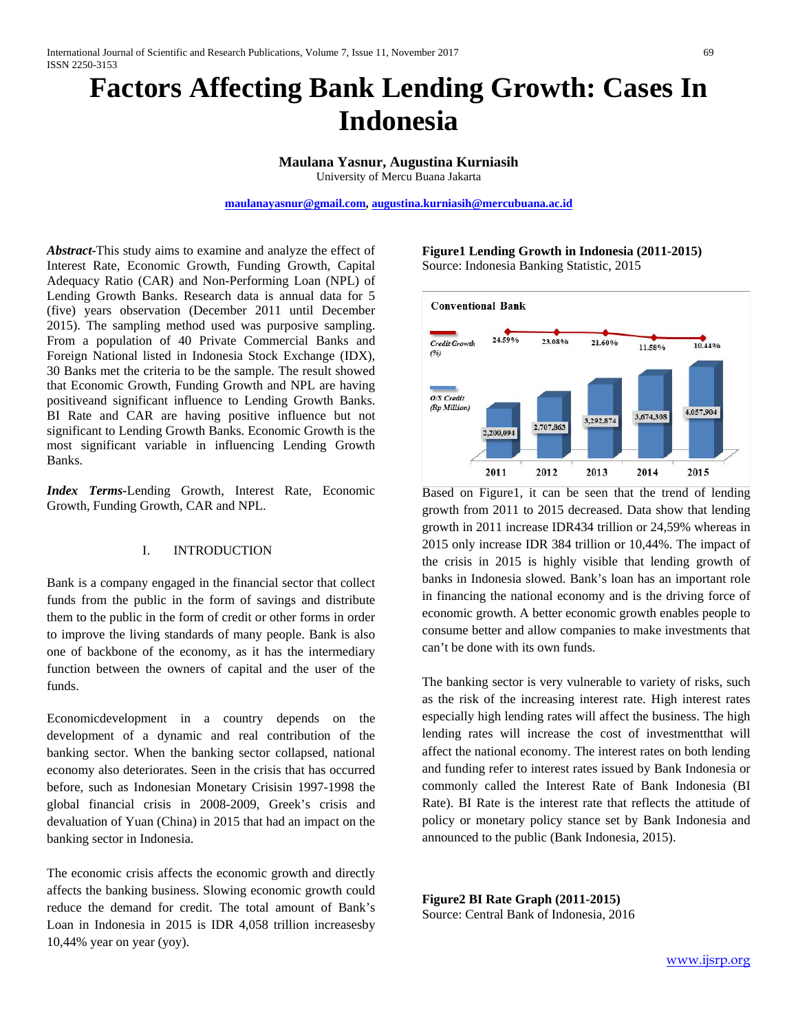# Factors Affecting Bank Lending Growth: Cases In Indonesia

**Maulana Yasnur, Augustina Kurniasih**
University of Mercu Buana Jakarta

maulanayasnur@gmail.com, augustina.kurniasih@mercubuana.ac.id

***Abstract*-**This study aims to examine and analyze the effect of Interest Rate, Economic Growth, Funding Growth, Capital Adequacy Ratio (CAR) and Non-Performing Loan (NPL) of Lending Growth Banks. Research data is annual data for 5 (five) years observation (December 2011 until December 2015). The sampling method used was purposive sampling. From a population of 40 Private Commercial Banks and Foreign National listed in Indonesia Stock Exchange (IDX), 30 Banks met the criteria to be the sample. The result showed that Economic Growth, Funding Growth and NPL are having positiveand significant influence to Lending Growth Banks. BI Rate and CAR are having positive influence but not significant to Lending Growth Banks. Economic Growth is the most significant variable in influencing Lending Growth Banks.

***Index Terms*-**Lending Growth, Interest Rate, Economic Growth, Funding Growth, CAR and NPL.

## I. INTRODUCTION

Bank is a company engaged in the financial sector that collect funds from the public in the form of savings and distribute them to the public in the form of credit or other forms in order to improve the living standards of many people. Bank is also one of backbone of the economy, as it has the intermediary function between the owners of capital and the user of the funds.

Economicdevelopment in a country depends on the development of a dynamic and real contribution of the banking sector. When the banking sector collapsed, national economy also deteriorates. Seen in the crisis that has occurred before, such as Indonesian Monetary Crisisin 1997-1998 the global financial crisis in 2008-2009, Greek's crisis and devaluation of Yuan (China) in 2015 that had an impact on the banking sector in Indonesia.

The economic crisis affects the economic growth and directly affects the banking business. Slowing economic growth could reduce the demand for credit. The total amount of Bank's Loan in Indonesia in 2015 is IDR 4,058 trillion increasesby 10,44% year on year (yoy).

**Figure1 Lending Growth in Indonesia (2011-2015)**
Source: Indonesia Banking Statistic, 2015

| Conventional Bank | 2011 | 2012 | 2013 | 2014 | 2015 |
|---|---|---|---|---|---|
| Credit Growth (%) | 24.59% | 23.08% | 21.60% | 11.58% | 10.44% |
| O/S Credit (Rp Million) | 2,200,094 | 2,707,863 | 3,292,874 | 3,674,308 | 4,057,904 |

Based on Figure1, it can be seen that the trend of lending growth from 2011 to 2015 decreased. Data show that lending growth in 2011 increase IDR434 trillion or 24,59% whereas in 2015 only increase IDR 384 trillion or 10,44%. The impact of the crisis in 2015 is highly visible that lending growth of banks in Indonesia slowed. Bank's loan has an important role in financing the national economy and is the driving force of economic growth. A better economic growth enables people to consume better and allow companies to make investments that can't be done with its own funds.

The banking sector is very vulnerable to variety of risks, such as the risk of the increasing interest rate. High interest rates especially high lending rates will affect the business. The high lending rates will increase the cost of investmentthat will affect the national economy. The interest rates on both lending and funding refer to interest rates issued by Bank Indonesia or commonly called the Interest Rate of Bank Indonesia (BI Rate). BI Rate is the interest rate that reflects the attitude of policy or monetary policy stance set by Bank Indonesia and announced to the public (Bank Indonesia, 2015).

**Figure2 BI Rate Graph (2011-2015)**
Source: Central Bank of Indonesia, 2016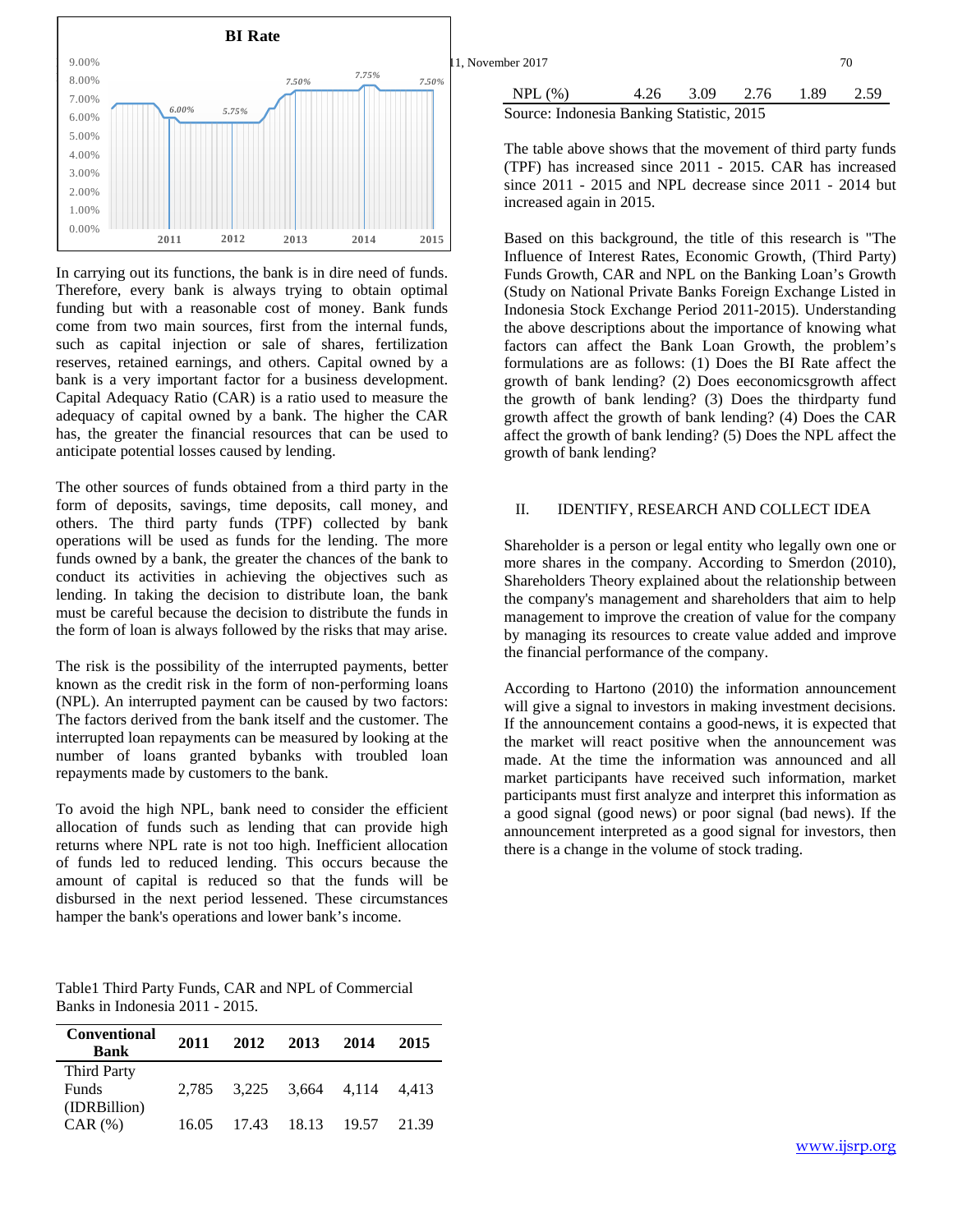**BI Rate**

In carrying out its functions, the bank is in dire need of funds. Therefore, every bank is always trying to obtain optimal funding but with a reasonable cost of money. Bank funds come from two main sources, first from the internal funds, such as capital injection or sale of shares, fertilization reserves, retained earnings, and others. Capital owned by a bank is a very important factor for a business development. Capital Adequacy Ratio (CAR) is a ratio used to measure the adequacy of capital owned by a bank. The higher the CAR has, the greater the financial resources that can be used to anticipate potential losses caused by lending.

The other sources of funds obtained from a third party in the form of deposits, savings, time deposits, call money, and others. The third party funds (TPF) collected by bank operations will be used as funds for the lending. The more funds owned by a bank, the greater the chances of the bank to conduct its activities in achieving the objectives such as lending. In taking the decision to distribute loan, the bank must be careful because the decision to distribute the funds in the form of loan is always followed by the risks that may arise.

The risk is the possibility of the interrupted payments, better known as the credit risk in the form of non-performing loans (NPL). An interrupted payment can be caused by two factors: The factors derived from the bank itself and the customer. The interrupted loan repayments can be measured by looking at the number of loans granted bybanks with troubled loan repayments made by customers to the bank.

To avoid the high NPL, bank need to consider the efficient allocation of funds such as lending that can provide high returns where NPL rate is not too high. Inefficient allocation of funds led to reduced lending. This occurs because the amount of capital is reduced so that the funds will be disbursed in the next period lessened. These circumstances hamper the bank's operations and lower bank's income.

Table1 Third Party Funds, CAR and NPL of Commercial Banks in Indonesia 2011 - 2015.

| Conventional Bank | 2011 | 2012 | 2013 | 2014 | 2015 |
|---|---|---|---|---|---|
| Third Party Funds (IDRBillion) | 2,785 | 3,225 | 3,664 | 4,114 | 4,413 |
| CAR (%) | 16.05 | 17.43 | 18.13 | 19.57 | 21.39 |
| NPL (%) | 4.26 | 3.09 | 2.76 | 1.89 | 2.59 |

Source: Indonesia Banking Statistic, 2015

The table above shows that the movement of third party funds (TPF) has increased since 2011 - 2015. CAR has increased since 2011 - 2015 and NPL decrease since 2011 - 2014 but increased again in 2015.

Based on this background, the title of this research is "The Influence of Interest Rates, Economic Growth, (Third Party) Funds Growth, CAR and NPL on the Banking Loan's Growth (Study on National Private Banks Foreign Exchange Listed in Indonesia Stock Exchange Period 2011-2015). Understanding the above descriptions about the importance of knowing what factors can affect the Bank Loan Growth, the problem's formulations are as follows: (1) Does the BI Rate affect the growth of bank lending? (2) Does eeconomicsgrowth affect the growth of bank lending? (3) Does the thirdparty fund growth affect the growth of bank lending? (4) Does the CAR affect the growth of bank lending? (5) Does the NPL affect the growth of bank lending?

## II. IDENTIFY, RESEARCH AND COLLECT IDEA

Shareholder is a person or legal entity who legally own one or more shares in the company. According to Smerdon (2010), Shareholders Theory explained about the relationship between the company's management and shareholders that aim to help management to improve the creation of value for the company by managing its resources to create value added and improve the financial performance of the company.

According to Hartono (2010) the information announcement will give a signal to investors in making investment decisions. If the announcement contains a good-news, it is expected that the market will react positive when the announcement was made. At the time the information was announced and all market participants have received such information, market participants must first analyze and interpret this information as a good signal (good news) or poor signal (bad news). If the announcement interpreted as a good signal for investors, then there is a change in the volume of stock trading.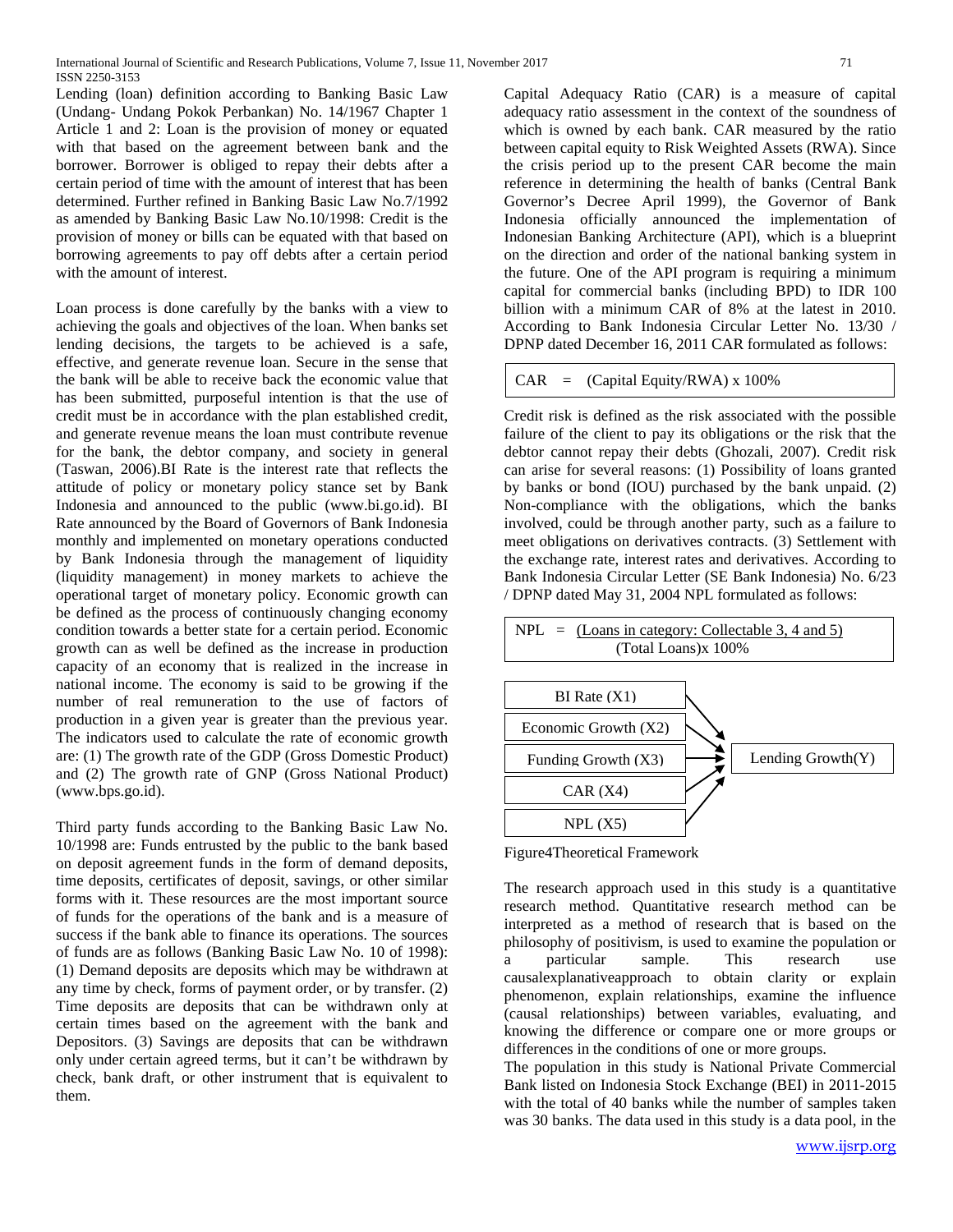Lending (loan) definition according to Banking Basic Law (Undang- Undang Pokok Perbankan) No. 14/1967 Chapter 1 Article 1 and 2: Loan is the provision of money or equated with that based on the agreement between bank and the borrower. Borrower is obliged to repay their debts after a certain period of time with the amount of interest that has been determined. Further refined in Banking Basic Law No.7/1992 as amended by Banking Basic Law No.10/1998: Credit is the provision of money or bills can be equated with that based on borrowing agreements to pay off debts after a certain period with the amount of interest.

Loan process is done carefully by the banks with a view to achieving the goals and objectives of the loan. When banks set lending decisions, the targets to be achieved is a safe, effective, and generate revenue loan. Secure in the sense that the bank will be able to receive back the economic value that has been submitted, purposeful intention is that the use of credit must be in accordance with the plan established credit, and generate revenue means the loan must contribute revenue for the bank, the debtor company, and society in general (Taswan, 2006).BI Rate is the interest rate that reflects the attitude of policy or monetary policy stance set by Bank Indonesia and announced to the public (www.bi.go.id). BI Rate announced by the Board of Governors of Bank Indonesia monthly and implemented on monetary operations conducted by Bank Indonesia through the management of liquidity (liquidity management) in money markets to achieve the operational target of monetary policy. Economic growth can be defined as the process of continuously changing economy condition towards a better state for a certain period. Economic growth can as well be defined as the increase in production capacity of an economy that is realized in the increase in national income. The economy is said to be growing if the number of real remuneration to the use of factors of production in a given year is greater than the previous year. The indicators used to calculate the rate of economic growth are: (1) The growth rate of the GDP (Gross Domestic Product) and (2) The growth rate of GNP (Gross National Product) (www.bps.go.id).

Third party funds according to the Banking Basic Law No. 10/1998 are: Funds entrusted by the public to the bank based on deposit agreement funds in the form of demand deposits, time deposits, certificates of deposit, savings, or other similar forms with it. These resources are the most important source of funds for the operations of the bank and is a measure of success if the bank able to finance its operations. The sources of funds are as follows (Banking Basic Law No. 10 of 1998): (1) Demand deposits are deposits which may be withdrawn at any time by check, forms of payment order, or by transfer. (2) Time deposits are deposits that can be withdrawn only at certain times based on the agreement with the bank and Depositors. (3) Savings are deposits that can be withdrawn only under certain agreed terms, but it can't be withdrawn by check, bank draft, or other instrument that is equivalent to them.

Capital Adequacy Ratio (CAR) is a measure of capital adequacy ratio assessment in the context of the soundness of which is owned by each bank. CAR measured by the ratio between capital equity to Risk Weighted Assets (RWA). Since the crisis period up to the present CAR become the main reference in determining the health of banks (Central Bank Governor's Decree April 1999), the Governor of Bank Indonesia officially announced the implementation of Indonesian Banking Architecture (API), which is a blueprint on the direction and order of the national banking system in the future. One of the API program is requiring a minimum capital for commercial banks (including BPD) to IDR 100 billion with a minimum CAR of 8% at the latest in 2010. According to Bank Indonesia Circular Letter No. 13/30 / DPNP dated December 16, 2011 CAR formulated as follows:

$$CAR = (\text{Capital Equity}/RWA) \times 100\%$$

Credit risk is defined as the risk associated with the possible failure of the client to pay its obligations or the risk that the debtor cannot repay their debts (Ghozali, 2007). Credit risk can arise for several reasons: (1) Possibility of loans granted by banks or bond (IOU) purchased by the bank unpaid. (2) Non-compliance with the obligations, which the banks involved, could be through another party, such as a failure to meet obligations on derivatives contracts. (3) Settlement with the exchange rate, interest rates and derivatives. According to Bank Indonesia Circular Letter (SE Bank Indonesia) No. 6/23 / DPNP dated May 31, 2004 NPL formulated as follows:

$$NPL = \frac{\text{Loans in category: Collectable 3, 4 and 5}}{\text{Total Loans}} \times 100\%$$

BI Rate (X1) → Lending Growth(Y)
Economic Growth (X2) → Lending Growth(Y)
Funding Growth (X3) → Lending Growth(Y)
CAR (X4) → Lending Growth(Y)
NPL (X5) → Lending Growth(Y)

Figure4Theoretical Framework

The research approach used in this study is a quantitative research method. Quantitative research method can be interpreted as a method of research that is based on the philosophy of positivism, is used to examine the population or a particular sample. This research use causalexplanativeapproach to obtain clarity or explain phenomenon, explain relationships, examine the influence (causal relationships) between variables, evaluating, and knowing the difference or compare one or more groups or differences in the conditions of one or more groups.

The population in this study is National Private Commercial Bank listed on Indonesia Stock Exchange (BEI) in 2011-2015 with the total of 40 banks while the number of samples taken was 30 banks. The data used in this study is a data pool, in the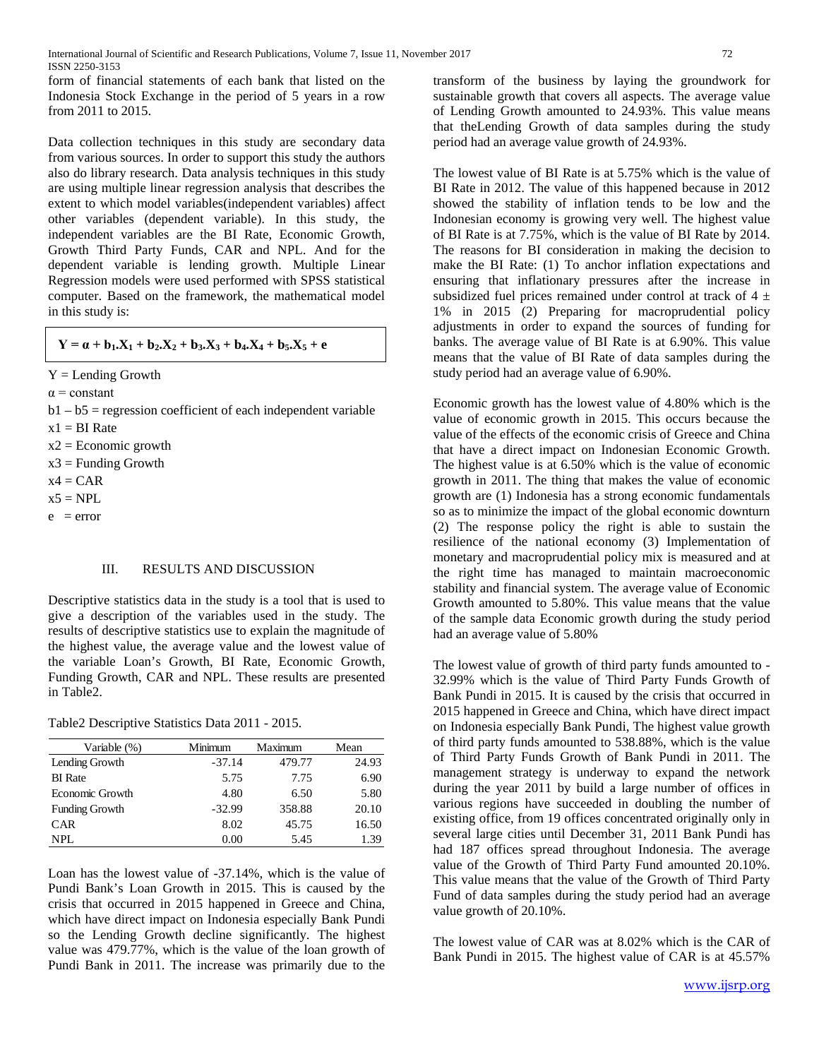form of financial statements of each bank that listed on the Indonesia Stock Exchange in the period of 5 years in a row from 2011 to 2015.

Data collection techniques in this study are secondary data from various sources. In order to support this study the authors also do library research. Data analysis techniques in this study are using multiple linear regression analysis that describes the extent to which model variables(independent variables) affect other variables (dependent variable). In this study, the independent variables are the BI Rate, Economic Growth, Growth Third Party Funds, CAR and NPL. And for the dependent variable is lending growth. Multiple Linear Regression models were used performed with SPSS statistical computer. Based on the framework, the mathematical model in this study is:

$$Y = \alpha + b_1.X_1 + b_2.X_2 + b_3.X_3 + b_4.X_4 + b_5.X_5 + e$$

Y = Lending Growth
$\alpha$ = constant
b1 – b5 = regression coefficient of each independent variable
x1 = BI Rate
x2 = Economic growth
x3 = Funding Growth
x4 = CAR
x5 = NPL
e = error

## III. RESULTS AND DISCUSSION

Descriptive statistics data in the study is a tool that is used to give a description of the variables used in the study. The results of descriptive statistics use to explain the magnitude of the highest value, the average value and the lowest value of the variable Loan's Growth, BI Rate, Economic Growth, Funding Growth, CAR and NPL. These results are presented in Table2.

Table2 Descriptive Statistics Data 2011 - 2015.

| Variable (%) | Minimum | Maximum | Mean |
|---|---|---|---|
| Lending Growth | -37.14 | 479.77 | 24.93 |
| BI Rate | 5.75 | 7.75 | 6.90 |
| Economic Growth | 4.80 | 6.50 | 5.80 |
| Funding Growth | -32.99 | 358.88 | 20.10 |
| CAR | 8.02 | 45.75 | 16.50 |
| NPL | 0.00 | 5.45 | 1.39 |

Loan has the lowest value of -37.14%, which is the value of Pundi Bank's Loan Growth in 2015. This is caused by the crisis that occurred in 2015 happened in Greece and China, which have direct impact on Indonesia especially Bank Pundi so the Lending Growth decline significantly. The highest value was 479.77%, which is the value of the loan growth of Pundi Bank in 2011. The increase was primarily due to the transform of the business by laying the groundwork for sustainable growth that covers all aspects. The average value of Lending Growth amounted to 24.93%. This value means that theLending Growth of data samples during the study period had an average value growth of 24.93%.

The lowest value of BI Rate is at 5.75% which is the value of BI Rate in 2012. The value of this happened because in 2012 showed the stability of inflation tends to be low and the Indonesian economy is growing very well. The highest value of BI Rate is at 7.75%, which is the value of BI Rate by 2014. The reasons for BI consideration in making the decision to make the BI Rate: (1) To anchor inflation expectations and ensuring that inflationary pressures after the increase in subsidized fuel prices remained under control at track of 4 ± 1% in 2015 (2) Preparing for macroprudential policy adjustments in order to expand the sources of funding for banks. The average value of BI Rate is at 6.90%. This value means that the value of BI Rate of data samples during the study period had an average value of 6.90%.

Economic growth has the lowest value of 4.80% which is the value of economic growth in 2015. This occurs because the value of the effects of the economic crisis of Greece and China that have a direct impact on Indonesian Economic Growth. The highest value is at 6.50% which is the value of economic growth in 2011. The thing that makes the value of economic growth are (1) Indonesia has a strong economic fundamentals so as to minimize the impact of the global economic downturn (2) The response policy the right is able to sustain the resilience of the national economy (3) Implementation of monetary and macroprudential policy mix is measured and at the right time has managed to maintain macroeconomic stability and financial system. The average value of Economic Growth amounted to 5.80%. This value means that the value of the sample data Economic growth during the study period had an average value of 5.80%

The lowest value of growth of third party funds amounted to -32.99% which is the value of Third Party Funds Growth of Bank Pundi in 2015. It is caused by the crisis that occurred in 2015 happened in Greece and China, which have direct impact on Indonesia especially Bank Pundi, The highest value growth of third party funds amounted to 538.88%, which is the value of Third Party Funds Growth of Bank Pundi in 2011. The management strategy is underway to expand the network during the year 2011 by build a large number of offices in various regions have succeeded in doubling the number of existing office, from 19 offices concentrated originally only in several large cities until December 31, 2011 Bank Pundi has had 187 offices spread throughout Indonesia. The average value of the Growth of Third Party Fund amounted 20.10%. This value means that the value of the Growth of Third Party Fund of data samples during the study period had an average value growth of 20.10%.

The lowest value of CAR was at 8.02% which is the CAR of Bank Pundi in 2015. The highest value of CAR is at 45.57%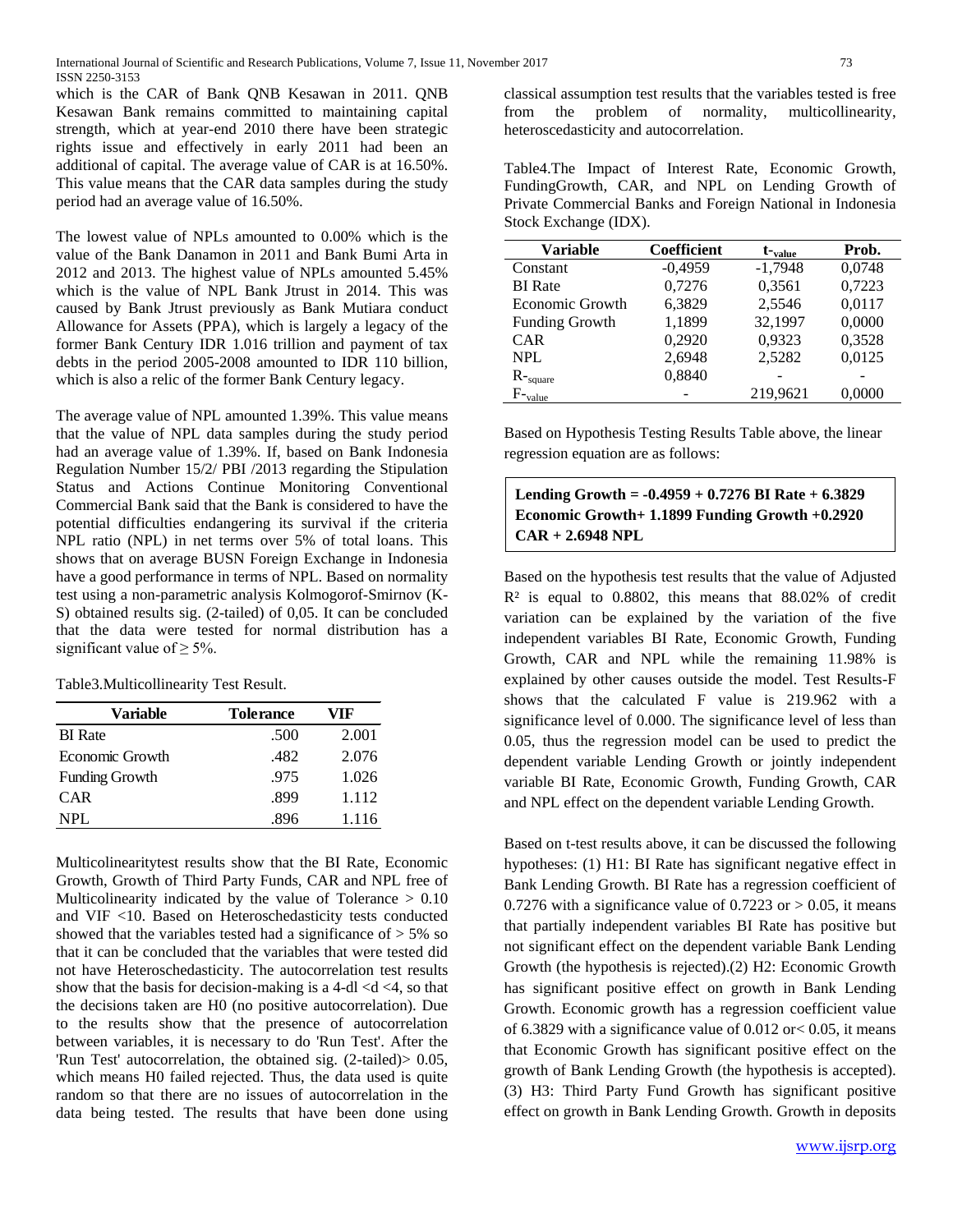which is the CAR of Bank QNB Kesawan in 2011. QNB Kesawan Bank remains committed to maintaining capital strength, which at year-end 2010 there have been strategic rights issue and effectively in early 2011 had been an additional of capital. The average value of CAR is at 16.50%. This value means that the CAR data samples during the study period had an average value of 16.50%.

The lowest value of NPLs amounted to 0.00% which is the value of the Bank Danamon in 2011 and Bank Bumi Arta in 2012 and 2013. The highest value of NPLs amounted 5.45% which is the value of NPL Bank Jtrust in 2014. This was caused by Bank Jtrust previously as Bank Mutiara conduct Allowance for Assets (PPA), which is largely a legacy of the former Bank Century IDR 1.016 trillion and payment of tax debts in the period 2005-2008 amounted to IDR 110 billion, which is also a relic of the former Bank Century legacy.

The average value of NPL amounted 1.39%. This value means that the value of NPL data samples during the study period had an average value of 1.39%. If, based on Bank Indonesia Regulation Number 15/2/ PBI /2013 regarding the Stipulation Status and Actions Continue Monitoring Conventional Commercial Bank said that the Bank is considered to have the potential difficulties endangering its survival if the criteria NPL ratio (NPL) in net terms over 5% of total loans. This shows that on average BUSN Foreign Exchange in Indonesia have a good performance in terms of NPL. Based on normality test using a non-parametric analysis Kolmogorof-Smirnov (K-S) obtained results sig. (2-tailed) of 0,05. It can be concluded that the data were tested for normal distribution has a significant value of ≥ 5%.

Table3.Multicollinearity Test Result.

| Variable | Tolerance | VIF |
|---|---|---|
| BI Rate | .500 | 2.001 |
| Economic Growth | .482 | 2.076 |
| Funding Growth | .975 | 1.026 |
| CAR | .899 | 1.112 |
| NPL | .896 | 1.116 |

Multicolinearitytest results show that the BI Rate, Economic Growth, Growth of Third Party Funds, CAR and NPL free of Multicolinearity indicated by the value of Tolerance > 0.10 and VIF <10. Based on Heteroschedasticity tests conducted showed that the variables tested had a significance of > 5% so that it can be concluded that the variables that were tested did not have Heteroschedasticity. The autocorrelation test results show that the basis for decision-making is a 4-dl <d <4, so that the decisions taken are H0 (no positive autocorrelation). Due to the results show that the presence of autocorrelation between variables, it is necessary to do 'Run Test'. After the 'Run Test' autocorrelation, the obtained sig. (2-tailed)> 0.05, which means H0 failed rejected. Thus, the data used is quite random so that there are no issues of autocorrelation in the data being tested. The results that have been done using classical assumption test results that the variables tested is free from the problem of normality, multicollinearity, heteroscedasticity and autocorrelation.

Table4.The Impact of Interest Rate, Economic Growth, FundingGrowth, CAR, and NPL on Lending Growth of Private Commercial Banks and Foreign National in Indonesia Stock Exchange (IDX).

| Variable | Coefficient | $t_{value}$ | Prob. |
|---|---|---|---|
| Constant | -0,4959 | -1,7948 | 0,0748 |
| BI Rate | 0,7276 | 0,3561 | 0,7223 |
| Economic Growth | 6,3829 | 2,5546 | 0,0117 |
| Funding Growth | 1,1899 | 32,1997 | 0,0000 |
| CAR | 0,2920 | 0,9323 | 0,3528 |
| NPL | 2,6948 | 2,5282 | 0,0125 |
| $R_{square}$ | 0,8840 | - | - |
| $F_{value}$ | - | 219,9621 | 0,0000 |

Based on Hypothesis Testing Results Table above, the linear regression equation are as follows:

**Lending Growth = -0.4959 + 0.7276 BI Rate + 6.3829 Economic Growth+ 1.1899 Funding Growth +0.2920 CAR + 2.6948 NPL**

Based on the hypothesis test results that the value of Adjusted $R^2$ is equal to 0.8802, this means that 88.02% of credit variation can be explained by the variation of the five independent variables BI Rate, Economic Growth, Funding Growth, CAR and NPL while the remaining 11.98% is explained by other causes outside the model. Test Results-F shows that the calculated F value is 219.962 with a significance level of 0.000. The significance level of less than 0.05, thus the regression model can be used to predict the dependent variable Lending Growth or jointly independent variable BI Rate, Economic Growth, Funding Growth, CAR and NPL effect on the dependent variable Lending Growth.

Based on t-test results above, it can be discussed the following hypotheses: (1) H1: BI Rate has significant negative effect in Bank Lending Growth. BI Rate has a regression coefficient of 0.7276 with a significance value of 0.7223 or > 0.05, it means that partially independent variables BI Rate has positive but not significant effect on the dependent variable Bank Lending Growth (the hypothesis is rejected).(2) H2: Economic Growth has significant positive effect on growth in Bank Lending Growth. Economic growth has a regression coefficient value of 6.3829 with a significance value of 0.012 or< 0.05, it means that Economic Growth has significant positive effect on the growth of Bank Lending Growth (the hypothesis is accepted). (3) H3: Third Party Fund Growth has significant positive effect on growth in Bank Lending Growth. Growth in deposits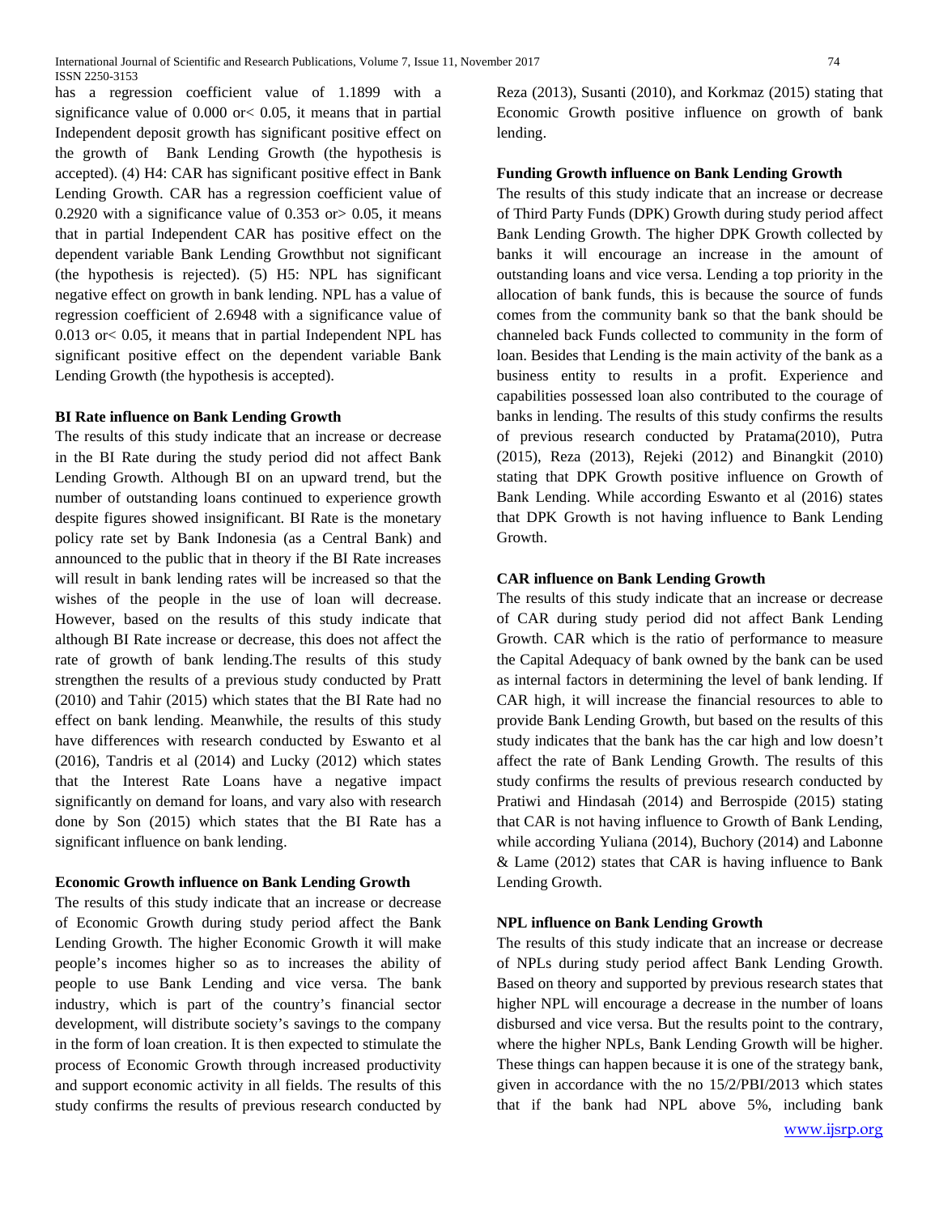has a regression coefficient value of 1.1899 with a significance value of 0.000 or< 0.05, it means that in partial Independent deposit growth has significant positive effect on the growth of Bank Lending Growth (the hypothesis is accepted). (4) H4: CAR has significant positive effect in Bank Lending Growth. CAR has a regression coefficient value of 0.2920 with a significance value of 0.353 or> 0.05, it means that in partial Independent CAR has positive effect on the dependent variable Bank Lending Growthbut not significant (the hypothesis is rejected). (5) H5: NPL has significant negative effect on growth in bank lending. NPL has a value of regression coefficient of 2.6948 with a significance value of 0.013 or< 0.05, it means that in partial Independent NPL has significant positive effect on the dependent variable Bank Lending Growth (the hypothesis is accepted).

**BI Rate influence on Bank Lending Growth**

The results of this study indicate that an increase or decrease in the BI Rate during the study period did not affect Bank Lending Growth. Although BI on an upward trend, but the number of outstanding loans continued to experience growth despite figures showed insignificant. BI Rate is the monetary policy rate set by Bank Indonesia (as a Central Bank) and announced to the public that in theory if the BI Rate increases will result in bank lending rates will be increased so that the wishes of the people in the use of loan will decrease. However, based on the results of this study indicate that although BI Rate increase or decrease, this does not affect the rate of growth of bank lending.The results of this study strengthen the results of a previous study conducted by Pratt (2010) and Tahir (2015) which states that the BI Rate had no effect on bank lending. Meanwhile, the results of this study have differences with research conducted by Eswanto et al (2016), Tandris et al (2014) and Lucky (2012) which states that the Interest Rate Loans have a negative impact significantly on demand for loans, and vary also with research done by Son (2015) which states that the BI Rate has a significant influence on bank lending.

**Economic Growth influence on Bank Lending Growth**

The results of this study indicate that an increase or decrease of Economic Growth during study period affect the Bank Lending Growth. The higher Economic Growth it will make people's incomes higher so as to increases the ability of people to use Bank Lending and vice versa. The bank industry, which is part of the country's financial sector development, will distribute society's savings to the company in the form of loan creation. It is then expected to stimulate the process of Economic Growth through increased productivity and support economic activity in all fields. The results of this study confirms the results of previous research conducted by Reza (2013), Susanti (2010), and Korkmaz (2015) stating that Economic Growth positive influence on growth of bank lending.

**Funding Growth influence on Bank Lending Growth**

The results of this study indicate that an increase or decrease of Third Party Funds (DPK) Growth during study period affect Bank Lending Growth. The higher DPK Growth collected by banks it will encourage an increase in the amount of outstanding loans and vice versa. Lending a top priority in the allocation of bank funds, this is because the source of funds comes from the community bank so that the bank should be channeled back Funds collected to community in the form of loan. Besides that Lending is the main activity of the bank as a business entity to results in a profit. Experience and capabilities possessed loan also contributed to the courage of banks in lending. The results of this study confirms the results of previous research conducted by Pratama(2010), Putra (2015), Reza (2013), Rejeki (2012) and Binangkit (2010) stating that DPK Growth positive influence on Growth of Bank Lending. While according Eswanto et al (2016) states that DPK Growth is not having influence to Bank Lending Growth.

**CAR influence on Bank Lending Growth**

The results of this study indicate that an increase or decrease of CAR during study period did not affect Bank Lending Growth. CAR which is the ratio of performance to measure the Capital Adequacy of bank owned by the bank can be used as internal factors in determining the level of bank lending. If CAR high, it will increase the financial resources to able to provide Bank Lending Growth, but based on the results of this study indicates that the bank has the car high and low doesn't affect the rate of Bank Lending Growth. The results of this study confirms the results of previous research conducted by Pratiwi and Hindasah (2014) and Berrospide (2015) stating that CAR is not having influence to Growth of Bank Lending, while according Yuliana (2014), Buchory (2014) and Labonne & Lame (2012) states that CAR is having influence to Bank Lending Growth.

**NPL influence on Bank Lending Growth**

The results of this study indicate that an increase or decrease of NPLs during study period affect Bank Lending Growth. Based on theory and supported by previous research states that higher NPL will encourage a decrease in the number of loans disbursed and vice versa. But the results point to the contrary, where the higher NPLs, Bank Lending Growth will be higher. These things can happen because it is one of the strategy bank, given in accordance with the no 15/2/PBI/2013 which states that if the bank had NPL above 5%, including bank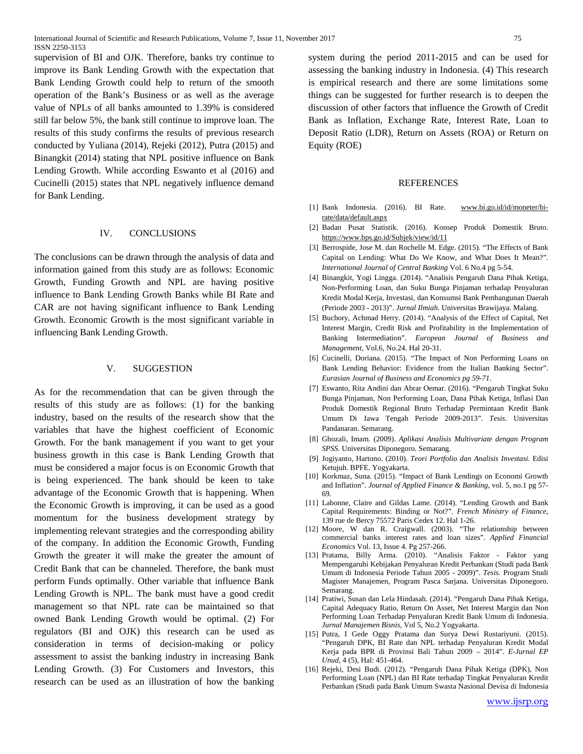supervision of BI and OJK. Therefore, banks try continue to improve its Bank Lending Growth with the expectation that Bank Lending Growth could help to return of the smooth operation of the Bank's Business or as well as the average value of NPLs of all banks amounted to 1.39% is considered still far below 5%, the bank still continue to improve loan. The results of this study confirms the results of previous research conducted by Yuliana (2014), Rejeki (2012), Putra (2015) and Binangkit (2014) stating that NPL positive influence on Bank Lending Growth. While according Eswanto et al (2016) and Cucinelli (2015) states that NPL negatively influence demand for Bank Lending.

## IV. CONCLUSIONS

The conclusions can be drawn through the analysis of data and information gained from this study are as follows: Economic Growth, Funding Growth and NPL are having positive influence to Bank Lending Growth Banks while BI Rate and CAR are not having significant influence to Bank Lending Growth. Economic Growth is the most significant variable in influencing Bank Lending Growth.

## V. SUGGESTION

As for the recommendation that can be given through the results of this study are as follows: (1) for the banking industry, based on the results of the research show that the variables that have the highest coefficient of Economic Growth. For the bank management if you want to get your business growth in this case is Bank Lending Growth that must be considered a major focus is on Economic Growth that is being experienced. The bank should be keen to take advantage of the Economic Growth that is happening. When the Economic Growth is improving, it can be used as a good momentum for the business development strategy by implementing relevant strategies and the corresponding ability of the company. In addition the Economic Growth, Funding Growth the greater it will make the greater the amount of Credit Bank that can be channeled. Therefore, the bank must perform Funds optimally. Other variable that influence Bank Lending Growth is NPL. The bank must have a good credit management so that NPL rate can be maintained so that owned Bank Lending Growth would be optimal. (2) For regulators (BI and OJK) this research can be used as consideration in terms of decision-making or policy assessment to assist the banking industry in increasing Bank Lending Growth. (3) For Customers and Investors, this research can be used as an illustration of how the banking system during the period 2011-2015 and can be used for assessing the banking industry in Indonesia. (4) This research is empirical research and there are some limitations some things can be suggested for further research is to deepen the discussion of other factors that influence the Growth of Credit Bank as Inflation, Exchange Rate, Interest Rate, Loan to Deposit Ratio (LDR), Return on Assets (ROA) or Return on Equity (ROE)

## REFERENCES

[1] Bank Indonesia. (2016). BI Rate. www.bi.go.id/id/moneter/bi-rate/data/default.aspx

[2] Badan Pusat Statistik. (2016). Konsep Produk Domestik Bruto. https://www.bps.go.id/Subjek/view/id/11

[3] Berrospide, Jose M. dan Rochelle M. Edge. (2015). "The Effects of Bank Capital on Lending: What Do We Know, and What Does It Mean?". *International Journal of Central Banking* Vol. 6 No.4 pg 5-54.

[4] Binangkit, Yogi Lingga. (2014). "Analisis Pengaruh Dana Pihak Ketiga, Non-Performing Loan, dan Suku Bunga Pinjaman terhadap Penyaluran Kredit Modal Kerja, Investasi, dan Konsumsi Bank Pembangunan Daerah (Periode 2003 - 2013)". *Jurnal Ilmiah*. Universitas Brawijaya. Malang.

[5] Buchory, Achmad Herry. (2014). "Analysis of the Effect of Capital, Net Interest Margin, Credit Risk and Profitability in the Implementation of Banking Intermediation". *European Journal of Business and Management*, Vol.6, No.24. Hal 20-31.

[6] Cucinelli, Doriana. (2015). "The Impact of Non Performing Loans on Bank Lending Behavior: Evidence from the Italian Banking Sector". *Eurasian Journal of Business and Economics pg 59-71*.

[7] Eswanto, Rita Andini dan Abrar Oemar. (2016). "Pengaruh Tingkat Suku Bunga Pinjaman, Non Performing Loan, Dana Pihak Ketiga, Inflasi Dan Produk Domestik Regional Bruto Terhadap Permintaan Kredit Bank Umum Di Jawa Tengah Periode 2009-2013". *Tesis*. Universitas Pandanaran. Semarang.

[8] Ghozali, Imam. (2009). *Aplikasi Analisis Multivariate dengan Program SPSS.* Universitas Diponegoro. Semarang.

[9] Jogiyanto, Hartono. (2010). *Teori Portfolio dan Analisis Investasi.* Edisi Ketujuh. BPFE. Yogyakarta.

[10] Korkmaz, Suna. (2015). "Impact of Bank Lendings on Economi Growth and Inflation". *Journal of Applied Finance & Banking*, vol. 5, no.1 pg 57-69.

[11] Labonne, Claire and Gildas Lame. (2014). "Lending Growth and Bank Capital Requirements: Binding or Not?". *French Ministry of Finance*, 139 rue de Bercy 75572 Paris Cedex 12. Hal 1-26.

[12] Moore, W dan R. Craigwall. (2003). "The relationship between commercial banks interest rates and loan sizes". *Applied Financial Economics* Vol. 13, Issue 4. Pg 257-266.

[13] Pratama, Billy Arma. (2010). "Analisis Faktor - Faktor yang Mempengaruhi Kebijakan Penyaluran Kredit Perbankan (Studi pada Bank Umum di Indonesia Periode Tahun 2005 - 2009)". *Tesis*. Program Studi Magister Manajemen, Program Pasca Sarjana. Universitas Diponegoro. Semarang.

[14] Pratiwi, Susan dan Lela Hindasah. (2014). "Pengaruh Dana Pihak Ketiga, Capital Adequacy Ratio, Return On Asset, Net Interest Margin dan Non Performing Loan Terhadap Penyaluran Kredit Bank Umum di Indonesia. *Jurnal Manajemen Bisnis*, Vol 5, No.2 Yogyakarta.

[15] Putra, I Gede Oggy Pratama dan Surya Dewi Rustariyuni. (2015). "Pengaruh DPK, BI Rate dan NPL terhadap Penyaluran Kredit Modal Kerja pada BPR di Provinsi Bali Tahun 2009 – 2014". *E-Jurnal EP Unud*, 4 (5), Hal: 451-464.

[16] Rejeki, Desi Budi. (2012). "Pengaruh Dana Pihak Ketiga (DPK), Non Performing Loan (NPL) dan BI Rate terhadap Tingkat Penyaluran Kredit Perbankan (Studi pada Bank Umum Swasta Nasional Devisa di Indonesia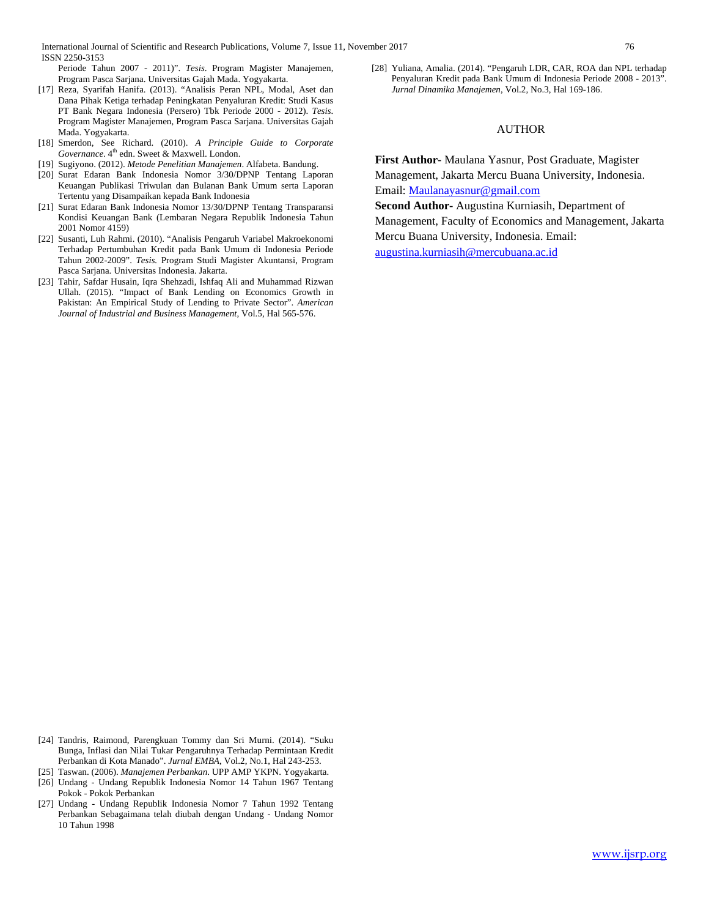Periode Tahun 2007 - 2011)". *Tesis*. Program Magister Manajemen, Program Pasca Sarjana. Universitas Gajah Mada. Yogyakarta.

[17] Reza, Syarifah Hanifa. (2013). "Analisis Peran NPL, Modal, Aset dan Dana Pihak Ketiga terhadap Peningkatan Penyaluran Kredit: Studi Kasus PT Bank Negara Indonesia (Persero) Tbk Periode 2000 - 2012). *Tesis*. Program Magister Manajemen, Program Pasca Sarjana. Universitas Gajah Mada. Yogyakarta.

[18] Smerdon, See Richard. (2010). *A Principle Guide to Corporate Governance*. 4th edn. Sweet & Maxwell. London.

[19] Sugiyono. (2012). *Metode Penelitian Manajemen*. Alfabeta. Bandung.

[20] Surat Edaran Bank Indonesia Nomor 3/30/DPNP Tentang Laporan Keuangan Publikasi Triwulan dan Bulanan Bank Umum serta Laporan Tertentu yang Disampaikan kepada Bank Indonesia

[21] Surat Edaran Bank Indonesia Nomor 13/30/DPNP Tentang Transparansi Kondisi Keuangan Bank (Lembaran Negara Republik Indonesia Tahun 2001 Nomor 4159)

[22] Susanti, Luh Rahmi. (2010). "Analisis Pengaruh Variabel Makroekonomi Terhadap Pertumbuhan Kredit pada Bank Umum di Indonesia Periode Tahun 2002-2009". *Tesis.* Program Studi Magister Akuntansi, Program Pasca Sarjana. Universitas Indonesia. Jakarta.

[23] Tahir, Safdar Husain, Iqra Shehzadi, Ishfaq Ali and Muhammad Rizwan Ullah. (2015). "Impact of Bank Lending on Economics Growth in Pakistan: An Empirical Study of Lending to Private Sector". *American Journal of Industrial and Business Management*, Vol.5, Hal 565-576.

[24] Tandris, Raimond, Parengkuan Tommy dan Sri Murni. (2014). "Suku Bunga, Inflasi dan Nilai Tukar Pengaruhnya Terhadap Permintaan Kredit Perbankan di Kota Manado". *Jurnal EMBA*, Vol.2, No.1, Hal 243-253.

[25] Taswan. (2006). *Manajemen Perbankan*. UPP AMP YKPN. Yogyakarta.

[26] Undang - Undang Republik Indonesia Nomor 14 Tahun 1967 Tentang Pokok - Pokok Perbankan

[27] Undang - Undang Republik Indonesia Nomor 7 Tahun 1992 Tentang Perbankan Sebagaimana telah diubah dengan Undang - Undang Nomor 10 Tahun 1998

[28] Yuliana, Amalia. (2014). "Pengaruh LDR, CAR, ROA dan NPL terhadap Penyaluran Kredit pada Bank Umum di Indonesia Periode 2008 - 2013". *Jurnal Dinamika Manajemen*, Vol.2, No.3, Hal 169-186.

## AUTHOR

**First Author**- Maulana Yasnur, Post Graduate, Magister Management, Jakarta Mercu Buana University, Indonesia. Email: Maulanayasnur@gmail.com

**Second Author**- Augustina Kurniasih, Department of Management, Faculty of Economics and Management, Jakarta Mercu Buana University, Indonesia. Email: augustina.kurniasih@mercubuana.ac.id